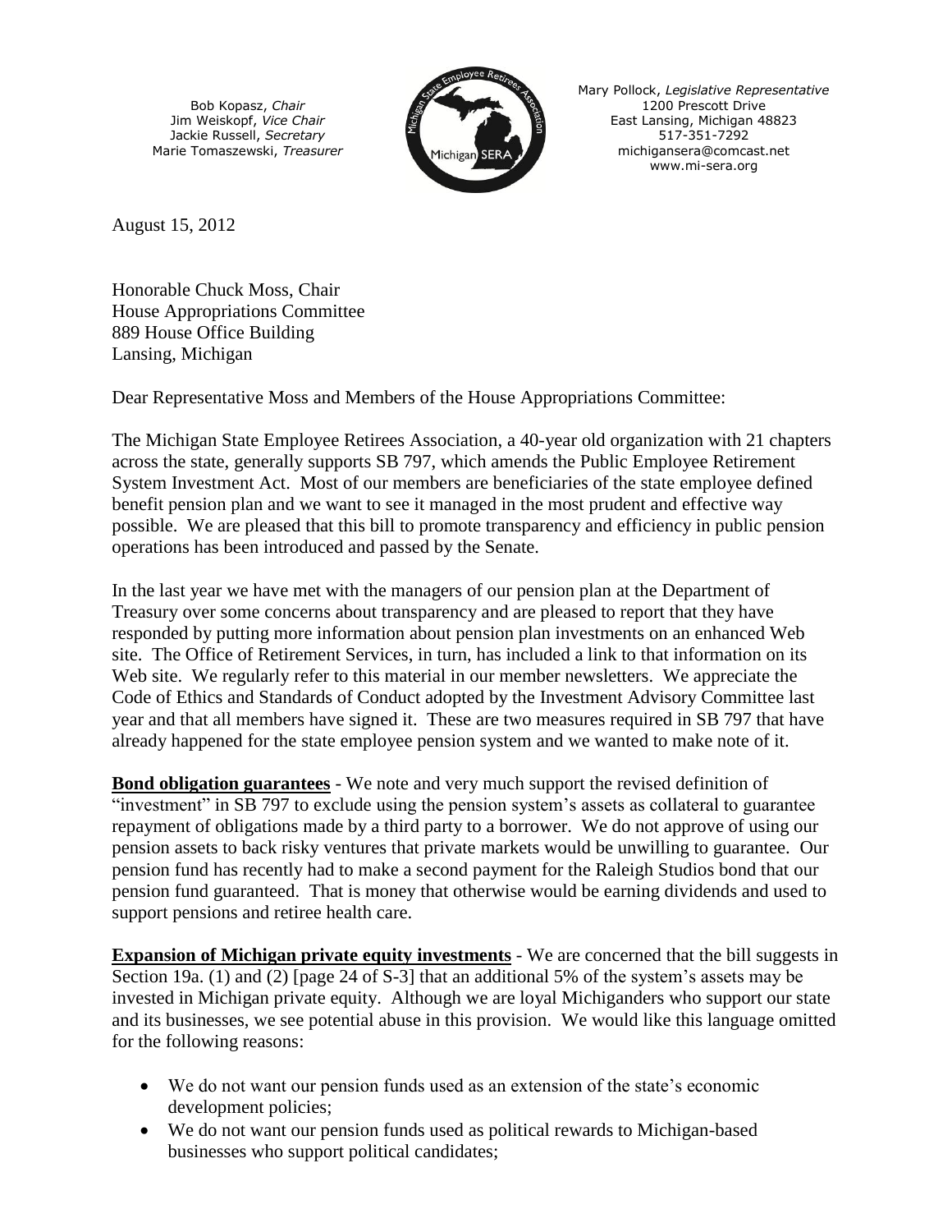Bob Kopasz, *Chair*
Jim Weiskopf, *Vice Chair*
Jackie Russell, *Secretary*
Marie Tomaszewski, *Treasurer*

Mary Pollock, *Legislative Representative*
1200 Prescott Drive
East Lansing, Michigan 48823
517-351-7292
michigansera@comcast.net
www.mi-sera.org

August 15, 2012

Honorable Chuck Moss, Chair
House Appropriations Committee
889 House Office Building
Lansing, Michigan

Dear Representative Moss and Members of the House Appropriations Committee:

The Michigan State Employee Retirees Association, a 40-year old organization with 21 chapters across the state, generally supports SB 797, which amends the Public Employee Retirement System Investment Act. Most of our members are beneficiaries of the state employee defined benefit pension plan and we want to see it managed in the most prudent and effective way possible. We are pleased that this bill to promote transparency and efficiency in public pension operations has been introduced and passed by the Senate.

In the last year we have met with the managers of our pension plan at the Department of Treasury over some concerns about transparency and are pleased to report that they have responded by putting more information about pension plan investments on an enhanced Web site. The Office of Retirement Services, in turn, has included a link to that information on its Web site. We regularly refer to this material in our member newsletters. We appreciate the Code of Ethics and Standards of Conduct adopted by the Investment Advisory Committee last year and that all members have signed it. These are two measures required in SB 797 that have already happened for the state employee pension system and we wanted to make note of it.

**Bond obligation guarantees** - We note and very much support the revised definition of "investment" in SB 797 to exclude using the pension system's assets as collateral to guarantee repayment of obligations made by a third party to a borrower. We do not approve of using our pension assets to back risky ventures that private markets would be unwilling to guarantee. Our pension fund has recently had to make a second payment for the Raleigh Studios bond that our pension fund guaranteed. That is money that otherwise would be earning dividends and used to support pensions and retiree health care.

**Expansion of Michigan private equity investments** - We are concerned that the bill suggests in Section 19a. (1) and (2) [page 24 of S-3] that an additional 5% of the system's assets may be invested in Michigan private equity. Although we are loyal Michiganders who support our state and its businesses, we see potential abuse in this provision. We would like this language omitted for the following reasons:

- We do not want our pension funds used as an extension of the state's economic development policies;
- We do not want our pension funds used as political rewards to Michigan-based businesses who support political candidates;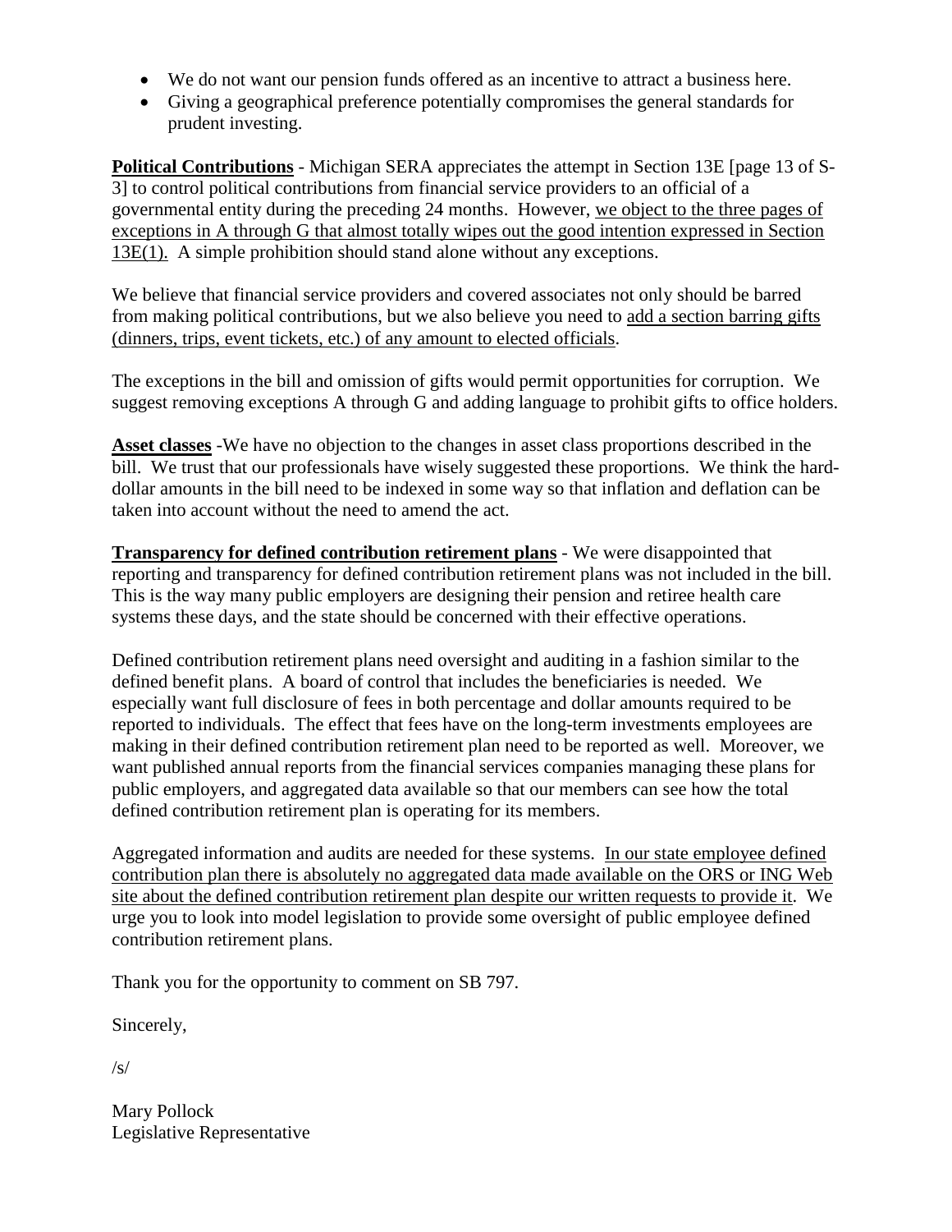- We do not want our pension funds offered as an incentive to attract a business here.
- Giving a geographical preference potentially compromises the general standards for prudent investing.

**Political Contributions** - Michigan SERA appreciates the attempt in Section 13E [page 13 of S-3] to control political contributions from financial service providers to an official of a governmental entity during the preceding 24 months. However, we object to the three pages of exceptions in A through G that almost totally wipes out the good intention expressed in Section 13E(1). A simple prohibition should stand alone without any exceptions.

We believe that financial service providers and covered associates not only should be barred from making political contributions, but we also believe you need to add a section barring gifts (dinners, trips, event tickets, etc.) of any amount to elected officials.

The exceptions in the bill and omission of gifts would permit opportunities for corruption. We suggest removing exceptions A through G and adding language to prohibit gifts to office holders.

**Asset classes** -We have no objection to the changes in asset class proportions described in the bill. We trust that our professionals have wisely suggested these proportions. We think the hard-dollar amounts in the bill need to be indexed in some way so that inflation and deflation can be taken into account without the need to amend the act.

**Transparency for defined contribution retirement plans** - We were disappointed that reporting and transparency for defined contribution retirement plans was not included in the bill. This is the way many public employers are designing their pension and retiree health care systems these days, and the state should be concerned with their effective operations.

Defined contribution retirement plans need oversight and auditing in a fashion similar to the defined benefit plans. A board of control that includes the beneficiaries is needed. We especially want full disclosure of fees in both percentage and dollar amounts required to be reported to individuals. The effect that fees have on the long-term investments employees are making in their defined contribution retirement plan need to be reported as well. Moreover, we want published annual reports from the financial services companies managing these plans for public employers, and aggregated data available so that our members can see how the total defined contribution retirement plan is operating for its members.

Aggregated information and audits are needed for these systems. In our state employee defined contribution plan there is absolutely no aggregated data made available on the ORS or ING Web site about the defined contribution retirement plan despite our written requests to provide it. We urge you to look into model legislation to provide some oversight of public employee defined contribution retirement plans.

Thank you for the opportunity to comment on SB 797.

Sincerely,

/s/

Mary Pollock
Legislative Representative